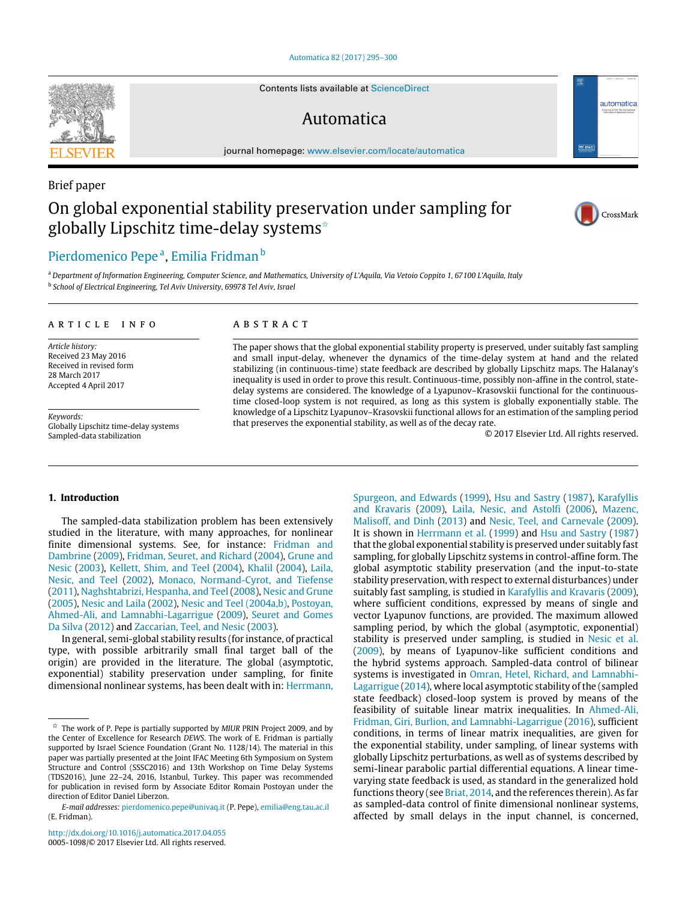Brief paper

# On global exponential stability preservation under sampling for globally Lipschitz time-delay systems[☆]

Pierdomenico Pepe[a], Emilia Fridman[b]

[a] Department of Information Engineering, Computer Science, and Mathematics, University of L'Aquila, Via Vetoio Coppito 1, 67100 L'Aquila, Italy
[b] School of Electrical Engineering, Tel Aviv University, 69978 Tel Aviv, Israel

**ARTICLE INFO**

*Article history:*
Received 23 May 2016
Received in revised form 28 March 2017
Accepted 4 April 2017

*Keywords:*
Globally Lipschitz time-delay systems
Sampled-data stabilization

**ABSTRACT**

The paper shows that the global exponential stability property is preserved, under suitably fast sampling and small input-delay, whenever the dynamics of the time-delay system at hand and the related stabilizing (in continuous-time) state feedback are described by globally Lipschitz maps. The Halanay's inequality is used in order to prove this result. Continuous-time, possibly non-affine in the control, state-delay systems are considered. The knowledge of a Lyapunov–Krasovskii functional for the continuous-time closed-loop system is not required, as long as this system is globally exponentially stable. The knowledge of a Lipschitz Lyapunov–Krasovskii functional allows for an estimation of the sampling period that preserves the exponential stability, as well as of the decay rate.

© 2017 Elsevier Ltd. All rights reserved.

## 1. Introduction

The sampled-data stabilization problem has been extensively studied in the literature, with many approaches, for nonlinear finite dimensional systems. See, for instance: Fridman and Dambrine (2009), Fridman, Seuret, and Richard (2004), Grune and Nesic (2003), Kellett, Shim, and Teel (2004), Khalil (2004), Laila, Nesic, and Teel (2002), Monaco, Normand-Cyrot, and Tiefense (2011), Naghshtabrizi, Hespanha, and Teel (2008), Nesic and Grune (2005), Nesic and Laila (2002), Nesic and Teel (2004a,b), Postoyan, Ahmed-Ali, and Lamnabhi-Lagarrigue (2009), Seuret and Gomes Da Silva (2012) and Zaccarian, Teel, and Nesic (2003).

In general, semi-global stability results (for instance, of practical type, with possible arbitrarily small final target ball of the origin) are provided in the literature. The global (asymptotic, exponential) stability preservation under sampling, for finite dimensional nonlinear systems, has been dealt with in: Herrmann, Spurgeon, and Edwards (1999), Hsu and Sastry (1987), Karafyllis and Kravaris (2009), Laila, Nesic, and Astolfi (2006), Mazenc, Malisoff, and Dinh (2013) and Nesic, Teel, and Carnevale (2009). It is shown in Herrmann et al. (1999) and Hsu and Sastry (1987) that the global exponential stability is preserved under suitably fast sampling, for globally Lipschitz systems in control-affine form. The global asymptotic stability preservation (and the input-to-state stability preservation, with respect to external disturbances) under suitably fast sampling, is studied in Karafyllis and Kravaris (2009), where sufficient conditions, expressed by means of single and vector Lyapunov functions, are provided. The maximum allowed sampling period, by which the global (asymptotic, exponential) stability is preserved under sampling, is studied in Nesic et al. (2009), by means of Lyapunov-like sufficient conditions and the hybrid systems approach. Sampled-data control of bilinear systems is investigated in Omran, Hetel, Richard, and Lamnabhi-Lagarrigue (2014), where local asymptotic stability of the (sampled state feedback) closed-loop system is proved by means of the feasibility of suitable linear matrix inequalities. In Ahmed-Ali, Fridman, Giri, Burlion, and Lamnabhi-Lagarrigue (2016), sufficient conditions, in terms of linear matrix inequalities, are given for the exponential stability, under sampling, of linear systems with globally Lipschitz perturbations, as well as of systems described by semi-linear parabolic partial differential equations. A linear time-varying state feedback is used, as standard in the generalized hold functions theory (see Briat, 2014, and the references therein). As far as sampled-data control of finite dimensional nonlinear systems, affected by small delays in the input channel, is concerned,

☆ The work of P. Pepe is partially supported by *MIUR* PRIN Project 2009, and by the Center of Excellence for Research *DEWS*. The work of E. Fridman is partially supported by Israel Science Foundation (Grant No. 1128/14). The material in this paper was partially presented at the Joint IFAC Meeting 6th Symposium on System Structure and Control (SSSC2016) and 13th Workshop on Time Delay Systems (TDS2016), June 22–24, 2016, Istanbul, Turkey. This paper was recommended for publication in revised form by Associate Editor Romain Postoyan under the direction of Editor Daniel Liberzon.

*E-mail addresses:* pierdomenico.pepe@univaq.it (P. Pepe), emilia@eng.tau.ac.il (E. Fridman).

http://dx.doi.org/10.1016/j.automatica.2017.04.055
0005-1098/© 2017 Elsevier Ltd. All rights reserved.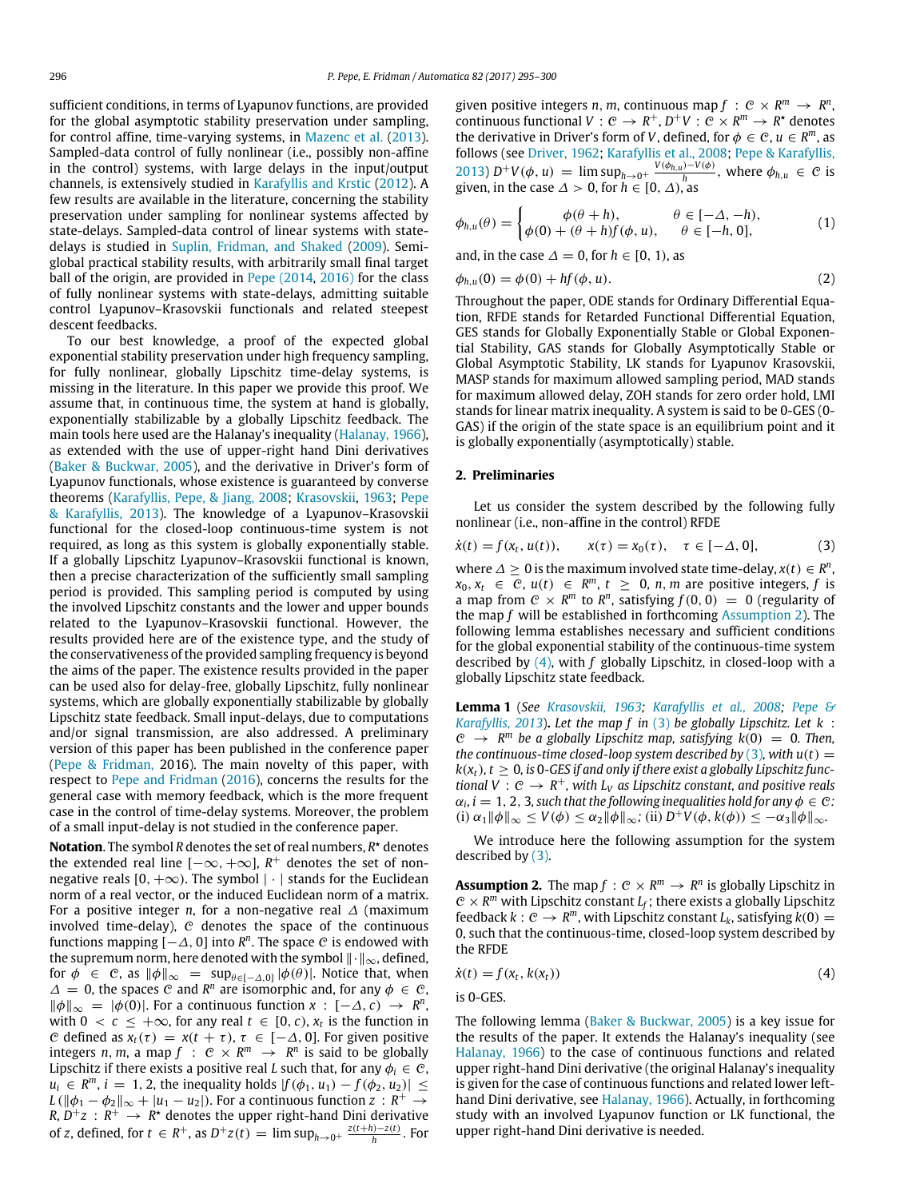sufficient conditions, in terms of Lyapunov functions, are provided for the global asymptotic stability preservation under sampling, for control affine, time-varying systems, in Mazenc et al. (2013). Sampled-data control of fully nonlinear (i.e., possibly non-affine in the control) systems, with large delays in the input/output channels, is extensively studied in Karafyllis and Krstic (2012). A few results are available in the literature, concerning the stability preservation under sampling for nonlinear systems affected by state-delays. Sampled-data control of linear systems with state-delays is studied in Suplin, Fridman, and Shaked (2009). Semi-global practical stability results, with arbitrarily small final target ball of the origin, are provided in Pepe (2014, 2016) for the class of fully nonlinear systems with state-delays, admitting suitable control Lyapunov–Krasovskii functionals and related steepest descent feedbacks.

To our best knowledge, a proof of the expected global exponential stability preservation under high frequency sampling, for fully nonlinear, globally Lipschitz time-delay systems, is missing in the literature. In this paper we provide this proof. We assume that, in continuous time, the system at hand is globally, exponentially stabilizable by a globally Lipschitz feedback. The main tools here used are the Halanay's inequality (Halanay, 1966), as extended with the use of upper-right hand Dini derivatives (Baker & Buckwar, 2005), and the derivative in Driver's form of Lyapunov functionals, whose existence is guaranteed by converse theorems (Karafyllis, Pepe, & Jiang, 2008; Krasovskii, 1963; Pepe & Karafyllis, 2013). The knowledge of a Lyapunov–Krasovskii functional for the closed-loop continuous-time system is not required, as long as this system is globally exponentially stable. If a globally Lipschitz Lyapunov–Krasovskii functional is known, then a precise characterization of the sufficiently small sampling period is provided. This sampling period is computed by using the involved Lipschitz constants and the lower and upper bounds related to the Lyapunov–Krasovskii functional. However, the results provided here are of the existence type, and the study of the conservativeness of the provided sampling frequency is beyond the aims of the paper. The existence results provided in the paper can be used also for delay-free, globally Lipschitz, fully nonlinear systems, which are globally exponentially stabilizable by globally Lipschitz state feedback. Small input-delays, due to computations and/or signal transmission, are also addressed. A preliminary version of this paper has been published in the conference paper (Pepe & Fridman, 2016). The main novelty of this paper, with respect to Pepe and Fridman (2016), concerns the results for the general case with memory feedback, which is the more frequent case in the control of time-delay systems. Moreover, the problem of a small input-delay is not studied in the conference paper.

**Notation**. The symbol $R$ denotes the set of real numbers, $R^\star$ denotes the extended real line $[-\infty, +\infty]$, $R^+$ denotes the set of non-negative reals $[0, +\infty)$. The symbol $|\cdot|$ stands for the Euclidean norm of a real vector, or the induced Euclidean norm of a matrix. For a positive integer $n$, for a non-negative real $\Delta$ (maximum involved time-delay), $\mathcal{C}$ denotes the space of the continuous functions mapping $[-\Delta, 0]$ into $R^n$. The space $\mathcal{C}$ is endowed with the supremum norm, here denoted with the symbol $\|\cdot\|_\infty$, defined, for $\phi \in \mathcal{C}$, as $\|\phi\|_\infty = \sup_{\theta\in[-\Delta,0]} |\phi(\theta)|$. Notice that, when $\Delta = 0$, the spaces $\mathcal{C}$ and $R^n$ are isomorphic and, for any $\phi \in \mathcal{C}$, $\|\phi\|_\infty = |\phi(0)|$. For a continuous function $x : [-\Delta, c) \to R^n$, with $0 < c \le +\infty$, for any real $t \in [0, c)$, $x_t$ is the function in $\mathcal{C}$ defined as $x_t(\tau) = x(t + \tau)$, $\tau \in [-\Delta, 0]$. For given positive integers $n, m$, a map $f : \mathcal{C} \times R^m \to R^n$ is said to be globally Lipschitz if there exists a positive real $L$ such that, for any $\phi_i \in \mathcal{C}$, $u_i \in R^m$, $i = 1, 2$, the inequality holds $|f(\phi_1, u_1) - f(\phi_2, u_2)| \le L(\|\phi_1 - \phi_2\|_\infty + |u_1 - u_2|)$. For a continuous function $z : R^+ \to R$, $D^+z : R^+ \to R^\star$ denotes the upper right-hand Dini derivative of $z$, defined, for $t \in R^+$, as $D^+z(t) = \limsup_{h\to 0^+} \frac{z(t+h)-z(t)}{h}$. For given positive integers $n, m$, continuous map $f : \mathcal{C} \times R^m \to R^n$, continuous functional $V : \mathcal{C} \to R^+$, $D^+V : \mathcal{C} \times R^m \to R^\star$ denotes the derivative in Driver's form of $V$, defined, for $\phi \in \mathcal{C}, u \in R^m$, as follows (see Driver, 1962; Karafyllis et al., 2008; Pepe & Karafyllis, 2013) $D^+V(\phi, u) = \limsup_{h\to 0^+} \frac{V(\phi_{h,u})-V(\phi)}{h}$, where $\phi_{h,u} \in \mathcal{C}$ is given, in the case $\Delta > 0$, for $h \in [0, \Delta)$, as

$$\phi_{h,u}(\theta) = \begin{cases} \phi(\theta + h), & \theta \in [-\Delta, -h), \\ \phi(0) + (\theta + h)f(\phi, u), & \theta \in [-h, 0], \end{cases} \tag{1}$$

and, in the case $\Delta = 0$, for $h \in [0, 1)$, as

$$\phi_{h,u}(0) = \phi(0) + hf(\phi, u). \tag{2}$$

Throughout the paper, ODE stands for Ordinary Differential Equation, RFDE stands for Retarded Functional Differential Equation, GES stands for Globally Exponentially Stable or Global Exponential Stability, GAS stands for Globally Asymptotically Stable or Global Asymptotic Stability, LK stands for Lyapunov Krasovskii, MASP stands for maximum allowed sampling period, MAD stands for maximum allowed delay, ZOH stands for zero order hold, LMI stands for linear matrix inequality. A system is said to be 0-GES (0-GAS) if the origin of the state space is an equilibrium point and it is globally exponentially (asymptotically) stable.

## 2. Preliminaries

Let us consider the system described by the following fully nonlinear (i.e., non-affine in the control) RFDE

$$\dot{x}(t) = f(x_t, u(t)), \qquad x(\tau) = x_0(\tau), \quad \tau \in [-\Delta, 0], \tag{3}$$

where $\Delta \ge 0$ is the maximum involved state-delay, $x(t) \in R^n$, $x_0, x_t \in \mathcal{C}$, $u(t) \in R^m$, $t \ge 0$, $n, m$ are positive integers, $f$ is a map from $\mathcal{C} \times R^m$ to $R^n$, satisfying $f(0, 0) = 0$ (regularity of the map $f$ will be established in forthcoming Assumption 2). The following lemma establishes necessary and sufficient conditions for the global exponential stability of the continuous-time system described by (4), with $f$ globally Lipschitz, in closed-loop with a globally Lipschitz state feedback.

**Lemma 1** (*See Krasovskii, 1963; Karafyllis et al., 2008; Pepe & Karafyllis, 2013*). *Let the map $f$ in (3) be globally Lipschitz. Let $k : \mathcal{C} \to R^m$ be a globally Lipschitz map, satisfying $k(0) = 0$. Then, the continuous-time closed-loop system described by (3), with $u(t) = k(x_t)$, $t \ge 0$, is 0-GES if and only if there exist a globally Lipschitz functional $V : \mathcal{C} \to R^+$, with $L_V$ as Lipschitz constant, and positive reals $\alpha_i, i = 1, 2, 3$, such that the following inequalities hold for any $\phi \in \mathcal{C}$: (i) $\alpha_1\|\phi\|_\infty \le V(\phi) \le \alpha_2\|\phi\|_\infty$; (ii) $D^+V(\phi, k(\phi)) \le -\alpha_3\|\phi\|_\infty$.*

We introduce here the following assumption for the system described by (3).

**Assumption 2.** The map $f : \mathcal{C} \times R^m \to R^n$ is globally Lipschitz in $\mathcal{C} \times R^m$ with Lipschitz constant $L_f$; there exists a globally Lipschitz feedback $k : \mathcal{C} \to R^m$, with Lipschitz constant $L_k$, satisfying $k(0) = 0$, such that the continuous-time, closed-loop system described by the RFDE

$$\dot{x}(t) = f(x_t, k(x_t)) \tag{4}$$

is 0-GES.

The following lemma (Baker & Buckwar, 2005) is a key issue for the results of the paper. It extends the Halanay's inequality (see Halanay, 1966) to the case of continuous functions and related upper right-hand Dini derivative (the original Halanay's inequality is given for the case of continuous functions and related lower left-hand Dini derivative, see Halanay, 1966). Actually, in forthcoming study with an involved Lyapunov function or LK functional, the upper right-hand Dini derivative is needed.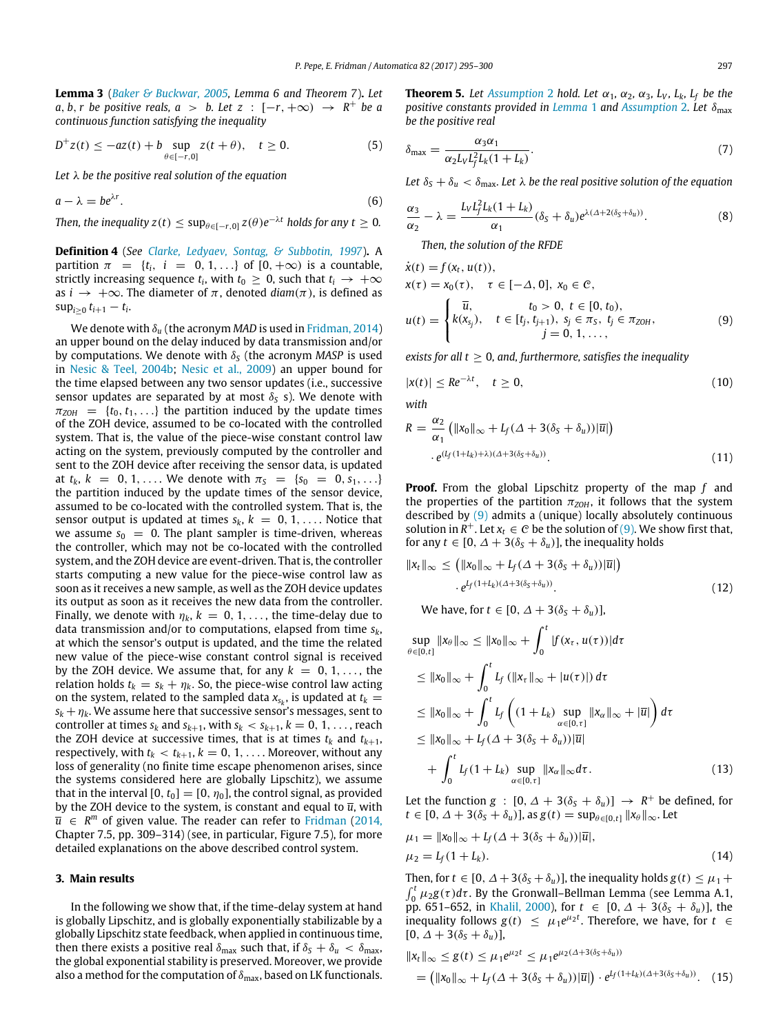**Lemma 3** (Baker & Buckwar, 2005, Lemma 6 and Theorem 7)**.** *Let $a, b, r$ be positive reals, $a > b$. Let $z : [-r, +\infty) \to R^+$ be a continuous function satisfying the inequality*

$$D^+z(t) \le -az(t) + b \sup_{\theta\in[-r,0]} z(t+\theta), \quad t \ge 0. \tag{5}$$

*Let $\lambda$ be the positive real solution of the equation*

$$a - \lambda = be^{\lambda r}. \tag{6}$$

*Then, the inequality $z(t) \le \sup_{\theta\in[-r,0]} z(\theta)e^{-\lambda t}$ holds for any $t \ge 0$.*

**Definition 4** (See Clarke, Ledyaev, Sontag, & Subbotin, 1997)**.** A partition $\pi = \{t_i, i = 0, 1, \ldots\}$ of $[0, +\infty)$ is a countable, strictly increasing sequence $t_i$, with $t_0 \ge 0$, such that $t_i \to +\infty$ as $i \to +\infty$. The diameter of $\pi$, denoted $diam(\pi)$, is defined as $\sup_{i\ge 0} t_{i+1} - t_i$.

We denote with $\delta_u$ (the acronym *MAD* is used in Fridman, 2014) an upper bound on the delay induced by data transmission and/or by computations. We denote with $\delta_S$ (the acronym *MASP* is used in Nesic & Teel, 2004b; Nesic et al., 2009) an upper bound for the time elapsed between any two sensor updates (i.e., successive sensor updates are separated by at most $\delta_S$ s). We denote with $\pi_{ZOH} = \{t_0, t_1, \ldots\}$ the partition induced by the update times of the ZOH device, assumed to be co-located with the controlled system. That is, the value of the piece-wise constant control law acting on the system, previously computed by the controller and sent to the ZOH device after receiving the sensor data, is updated at $t_k$, $k = 0, 1, \ldots$. We denote with $\pi_S = \{s_0 = 0, s_1, \ldots\}$ the partition induced by the update times of the sensor device, assumed to be co-located with the controlled system. That is, the sensor output is updated at times $s_k$, $k = 0, 1, \ldots$. Notice that we assume $s_0 = 0$. The plant sampler is time-driven, whereas the controller, which may not be co-located with the controlled system, and the ZOH device are event-driven. That is, the controller starts computing a new value for the piece-wise control law as soon as it receives a new sample, as well as the ZOH device updates its output as soon as it receives the new data from the controller. Finally, we denote with $\eta_k$, $k = 0, 1, \ldots$, the time-delay due to data transmission and/or to computations, elapsed from time $s_k$, at which the sensor's output is updated, and the time the related new value of the piece-wise constant control signal is received by the ZOH device. We assume that, for any $k = 0, 1, \ldots$, the relation holds $t_k = s_k + \eta_k$. So, the piece-wise control law acting on the system, related to the sampled data $x_{s_k}$, is updated at $t_k = s_k + \eta_k$. We assume here that successive sensor's messages, sent to controller at times $s_k$ and $s_{k+1}$, with $s_k < s_{k+1}$, $k = 0, 1, \ldots$, reach the ZOH device at successive times, that is at times $t_k$ and $t_{k+1}$, respectively, with $t_k < t_{k+1}$, $k = 0, 1, \ldots$. Moreover, without any loss of generality (no finite time escape phenomenon arises, since the systems considered here are globally Lipschitz), we assume that in the interval $[0, t_0] = [0, \eta_0]$, the control signal, as provided by the ZOH device to the system, is constant and equal to $\overline{u}$, with $\overline{u} \in R^m$ of given value. The reader can refer to Fridman (2014, Chapter 7.5, pp. 309–314) (see, in particular, Figure 7.5), for more detailed explanations on the above described control system.

## 3. Main results

In the following we show that, if the time-delay system at hand is globally Lipschitz, and is globally exponentially stabilizable by a globally Lipschitz state feedback, when applied in continuous time, then there exists a positive real $\delta_{max}$ such that, if $\delta_S + \delta_u < \delta_{max}$, the global exponential stability is preserved. Moreover, we provide also a method for the computation of $\delta_{max}$, based on LK functionals.

**Theorem 5.** *Let Assumption 2 hold. Let $\alpha_1$, $\alpha_2$, $\alpha_3$, $L_V$, $L_k$, $L_f$ be the positive constants provided in Lemma 1 and Assumption 2. Let $\delta_{max}$ be the positive real*

$$\delta_{max} = \frac{\alpha_3\alpha_1}{\alpha_2 L_V L_f^2 L_k(1+L_k)}. \tag{7}$$

*Let $\delta_S + \delta_u < \delta_{max}$. Let $\lambda$ be the real positive solution of the equation*

$$\frac{\alpha_3}{\alpha_2} - \lambda = \frac{L_V L_f^2 L_k(1+L_k)}{\alpha_1}(\delta_S+\delta_u)e^{\lambda(\Delta+2(\delta_S+\delta_u))}. \tag{8}$$

*Then, the solution of the RFDE*

$$\begin{aligned}
&\dot{x}(t) = f(x_t, u(t)),\\
&x(\tau) = x_0(\tau), \quad \tau \in [-\Delta, 0],\ x_0 \in \mathcal{C},\\
&u(t) = \begin{cases} \overline{u}, & t_0 > 0,\ t \in [0, t_0),\\ k(x_{s_j}), & t \in [t_j, t_{j+1}),\ s_j \in \pi_S,\ t_j \in \pi_{ZOH},\\ & j = 0, 1, \ldots, \end{cases}
\end{aligned} \tag{9}$$

*exists for all $t \ge 0$, and, furthermore, satisfies the inequality*

$$|x(t)| \le Re^{-\lambda t}, \quad t \ge 0, \tag{10}$$

*with*

$$\begin{aligned}
R = {}& \frac{\alpha_2}{\alpha_1}\left(\|x_0\|_\infty + L_f(\Delta + 3(\delta_S+\delta_u))|\overline{u}|\right)\\
&\cdot e^{(L_f(1+L_k)+\lambda)(\Delta+3(\delta_S+\delta_u))}.
\end{aligned} \tag{11}$$

**Proof.** From the global Lipschitz property of the map $f$ and the properties of the partition $\pi_{ZOH}$, it follows that the system described by (9) admits a (unique) locally absolutely continuous solution in $R^+$. Let $x_t \in \mathcal{C}$ be the solution of (9). We show first that, for any $t \in [0, \Delta + 3(\delta_S + \delta_u)]$, the inequality holds

$$\begin{aligned}
\|x_t\|_\infty \le {}& \left(\|x_0\|_\infty + L_f(\Delta + 3(\delta_S+\delta_u))|\overline{u}|\right)\\
&\cdot e^{L_f(1+L_k)(\Delta+3(\delta_S+\delta_u))}.
\end{aligned} \tag{12}$$

We have, for $t \in [0, \Delta + 3(\delta_S + \delta_u)]$,

$$\begin{aligned}
\sup_{\theta\in[0,t]} \|x_\theta\|_\infty &\le \|x_0\|_\infty + \int_0^t |f(x_\tau, u(\tau))| d\tau\\
&\le \|x_0\|_\infty + \int_0^t L_f\left(\|x_\tau\|_\infty + |u(\tau)|\right) d\tau\\
&\le \|x_0\|_\infty + \int_0^t L_f\left((1+L_k)\sup_{\alpha\in[0,\tau]}\|x_\alpha\|_\infty + |\overline{u}|\right) d\tau\\
&\le \|x_0\|_\infty + L_f(\Delta+3(\delta_S+\delta_u))|\overline{u}|\\
&\quad + \int_0^t L_f(1+L_k)\sup_{\alpha\in[0,\tau]}\|x_\alpha\|_\infty d\tau.
\end{aligned} \tag{13}$$

Let the function $g : [0, \Delta + 3(\delta_S + \delta_u)] \to R^+$ be defined, for $t \in [0, \Delta + 3(\delta_S + \delta_u)]$, as $g(t) = \sup_{\theta\in[0,t]} \|x_\theta\|_\infty$. Let

$$\begin{aligned}
&\mu_1 = \|x_0\|_\infty + L_f(\Delta + 3(\delta_S+\delta_u))|\overline{u}|,\\
&\mu_2 = L_f(1+L_k).
\end{aligned} \tag{14}$$

Then, for $t \in [0, \Delta+3(\delta_S+\delta_u)]$, the inequality holds $g(t) \le \mu_1 + \int_0^t \mu_2 g(\tau)d\tau$. By the Gronwall–Bellman Lemma (see Lemma A.1, pp. 651–652, in Khalil, 2000), for $t \in [0, \Delta + 3(\delta_S + \delta_u)]$, the inequality follows $g(t) \le \mu_1 e^{\mu_2 t}$. Therefore, we have, for $t \in [0, \Delta + 3(\delta_S + \delta_u)]$,

$$\begin{aligned}
\|x_t\|_\infty &\le g(t) \le \mu_1 e^{\mu_2 t} \le \mu_1 e^{\mu_2(\Delta+3(\delta_S+\delta_u))}\\
&= \left(\|x_0\|_\infty + L_f(\Delta+3(\delta_S+\delta_u))|\overline{u}|\right)\cdot e^{L_f(1+L_k)(\Delta+3(\delta_S+\delta_u))}.
\end{aligned} \tag{15}$$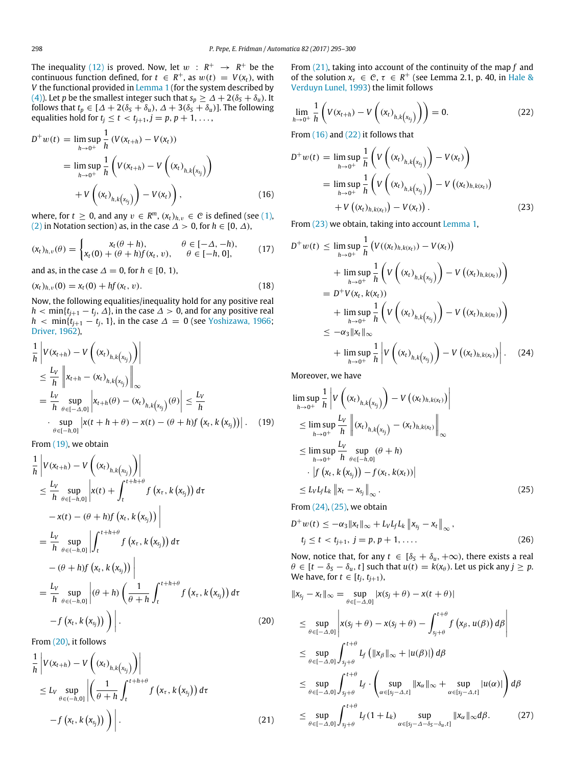The inequality (12) is proved. Now, let $w : R^+ \to R^+$ be the continuous function defined, for $t \in R^+$, as $w(t) = V(x_t)$, with $V$ the functional provided in Lemma 1 (for the system described by (4)). Let $p$ be the smallest integer such that $s_p \geq \Delta + 2(\delta_S + \delta_u)$. It follows that $t_p \in [\Delta + 2(\delta_S + \delta_u), \Delta + 3(\delta_S + \delta_u)]$. The following equalities hold for $t_j \leq t < t_{j+1}, j = p, p+1, \ldots,$

$$
\begin{aligned}
D^+w(t) &= \limsup_{h \to 0^+} \frac{1}{h} \left( V(x_{t+h}) - V(x_t) \right) \\
&= \limsup_{h \to 0^+} \frac{1}{h} \left( V(x_{t+h}) - V\left( (x_t)_{h,k\left(x_{s_j}\right)} \right) \right. \\
&\quad \left. + V\left( (x_t)_{h,k\left(x_{s_j}\right)} \right) - V(x_t) \right),
\end{aligned} \tag{16}
$$

where, for $t \geq 0$, and any $v \in R^m$, $(x_t)_{h,v} \in \mathcal{C}$ is defined (see (1), (2) in Notation section) as, in the case $\Delta > 0$, for $h \in [0, \Delta)$,

$$
(x_t)_{h,v}(\theta) = \begin{cases} x_t(\theta + h), & \theta \in [-\Delta, -h), \\ x_t(0) + (\theta + h) f(x_t, v), & \theta \in [-h, 0], \end{cases} \tag{17}
$$

and as, in the case $\Delta = 0$, for $h \in [0, 1)$,

$$
(x_t)_{h,v}(0) = x_t(0) + h f(x_t, v). \tag{18}
$$

Now, the following equalities/inequality hold for any positive real $h < \min\{t_{j+1} - t_j, \Delta\}$, in the case $\Delta > 0$, and for any positive real $h < \min\{t_{j+1} - t_j, 1\}$, in the case $\Delta = 0$ (see Yoshizawa, 1966; Driver, 1962),

$$
\begin{aligned}
&\frac{1}{h} \left| V(x_{t+h}) - V\left( (x_t)_{h,k\left(x_{s_j}\right)} \right) \right| \\
&\leq \frac{L_V}{h} \left\| x_{t+h} - (x_t)_{h,k\left(x_{s_j}\right)} \right\|_\infty \\
&= \frac{L_V}{h} \sup_{\theta \in [-\Delta, 0]} \left| x_{t+h}(\theta) - (x_t)_{h,k\left(x_{s_j}\right)}(\theta) \right| \leq \frac{L_V}{h} \\
&\quad \cdot \sup_{\theta \in [-h, 0]} \left| x(t + h + \theta) - x(t) - (\theta + h) f\left(x_t, k\left(x_{s_j}\right)\right) \right|.
\end{aligned} \tag{19}
$$

From (19), we obtain

$$
\begin{aligned}
&\frac{1}{h} \left| V(x_{t+h}) - V\left( (x_t)_{h,k\left(x_{s_j}\right)} \right) \right| \\
&\leq \frac{L_V}{h} \sup_{\theta \in (-h, 0]} \left| x(t) + \int_t^{t+h+\theta} f\left(x_\tau, k\left(x_{s_j}\right)\right) d\tau \right. \\
&\quad \left. - x(t) - (\theta + h) f\left(x_t, k\left(x_{s_j}\right)\right) \right| \\
&= \frac{L_V}{h} \sup_{\theta \in (-h, 0]} \left| \int_t^{t+h+\theta} f\left(x_\tau, k\left(x_{s_j}\right)\right) d\tau \right. \\
&\quad \left. - (\theta + h) f\left(x_t, k\left(x_{s_j}\right)\right) \right| \\
&= \frac{L_V}{h} \sup_{\theta \in (-h, 0]} \left| (\theta + h) \left( \frac{1}{\theta + h} \int_t^{t+h+\theta} f\left(x_\tau, k\left(x_{s_j}\right)\right) d\tau \right. \right. \\
&\quad \left. \left. - f\left(x_t, k\left(x_{s_j}\right)\right) \right) \right|.
\end{aligned} \tag{20}
$$

From (20), it follows

$$
\begin{aligned}
&\frac{1}{h} \left| V(x_{t+h}) - V\left( (x_t)_{h,k\left(x_{s_j}\right)} \right) \right| \\
&\leq L_V \sup_{\theta \in (-h, 0]} \left| \left( \frac{1}{\theta + h} \int_t^{t+h+\theta} f\left(x_\tau, k\left(x_{s_j}\right)\right) d\tau \right. \right. \\
&\quad \left. \left. - f\left(x_t, k\left(x_{s_j}\right)\right) \right) \right|.
\end{aligned} \tag{21}
$$

From (21), taking into account of the continuity of the map $f$ and of the solution $x_\tau \in \mathcal{C}$, $\tau \in R^+$ (see Lemma 2.1, p. 40, in Hale & Verduyn Lunel, 1993) the limit follows

$$
\lim_{h \to 0^+} \frac{1}{h} \left( V(x_{t+h}) - V\left( (x_t)_{h,k\left(x_{s_j}\right)} \right) \right) = 0. \tag{22}
$$

From (16) and (22) it follows that

$$
\begin{aligned}
D^+w(t) &= \limsup_{h \to 0^+} \frac{1}{h} \left( V\left( (x_t)_{h,k\left(x_{s_j}\right)} \right) - V(x_t) \right) \\
&= \limsup_{h \to 0^+} \frac{1}{h} \left( V\left( (x_t)_{h,k\left(x_{s_j}\right)} \right) - V\left( (x_t)_{h,k(x_t)} \right) \right. \\
&\quad \left. + V\left( (x_t)_{h,k(x_t)} \right) - V(x_t) \right).
\end{aligned} \tag{23}
$$

From (23) we obtain, taking into account Lemma 1,

$$
\begin{aligned}
D^+w(t) &\leq \limsup_{h \to 0^+} \frac{1}{h} \left( V((x_t)_{h,k(x_t)}) - V(x_t) \right) \\
&\quad + \limsup_{h \to 0^+} \frac{1}{h} \left( V\left( (x_t)_{h,k\left(x_{s_j}\right)} \right) - V\left( (x_t)_{h,k(x_t)} \right) \right) \\
&= D^+V(x_t, k(x_t)) \\
&\quad + \limsup_{h \to 0^+} \frac{1}{h} \left( V\left( (x_t)_{h,k\left(x_{s_j}\right)} \right) - V\left( (x_t)_{h,k(x_t)} \right) \right) \\
&\leq -\alpha_3 \|x_t\|_\infty \\
&\quad + \limsup_{h \to 0^+} \frac{1}{h} \left| V\left( (x_t)_{h,k\left(x_{s_j}\right)} \right) - V\left( (x_t)_{h,k(x_t)} \right) \right|.
\end{aligned} \tag{24}
$$

Moreover, we have

$$
\begin{aligned}
&\limsup_{h \to 0^+} \frac{1}{h} \left| V\left( (x_t)_{h,k\left(x_{s_j}\right)} \right) - V\left( (x_t)_{h,k(x_t)} \right) \right| \\
&\leq \limsup_{h \to 0^+} \frac{L_V}{h} \left\| (x_t)_{h,k\left(x_{s_j}\right)} - (x_t)_{h,k(x_t)} \right\|_\infty \\
&\leq \limsup_{h \to 0^+} \frac{L_V}{h} \sup_{\theta \in [-h, 0]} (\theta + h) \\
&\quad \cdot \left| f\left(x_t, k\left(x_{s_j}\right)\right) - f(x_t, k(x_t)) \right| \\
&\leq L_V L_f L_k \left\| x_t - x_{s_j} \right\|_\infty.
\end{aligned} \tag{25}
$$

From (24), (25), we obtain

$$
\begin{aligned}
&D^+w(t) \leq -\alpha_3 \|x_t\|_\infty + L_V L_f L_k \left\| x_{s_j} - x_t \right\|_\infty, \\
&t_j \leq t < t_{j+1}, \; j = p, p+1, \ldots.
\end{aligned} \tag{26}
$$

Now, notice that, for any $t \in [\delta_S + \delta_u, +\infty)$, there exists a real $\theta \in [t - \delta_S - \delta_u, t]$ such that $u(t) = k(x_\theta)$. Let us pick any $j \geq p$. We have, for $t \in [t_j, t_{j+1})$,

$$
\begin{aligned}
\left\| x_{s_j} - x_t \right\|_\infty &= \sup_{\theta \in [-\Delta, 0]} |x(s_j + \theta) - x(t + \theta)| \\
&\leq \sup_{\theta \in [-\Delta, 0]} \left| x(s_j + \theta) - x(s_j + \theta) - \int_{s_j+\theta}^{t+\theta} f\left(x_\beta, u(\beta)\right) d\beta \right| \\
&\leq \sup_{\theta \in [-\Delta, 0]} \int_{s_j+\theta}^{t+\theta} L_f \left( \|x_\beta\|_\infty + |u(\beta)| \right) d\beta \\
&\leq \sup_{\theta \in [-\Delta, 0]} \int_{s_j+\theta}^{t+\theta} L_f \cdot \left( \sup_{\alpha \in [s_j - \Delta, t]} \|x_\alpha\|_\infty + \sup_{\alpha \in [s_j - \Delta, t]} |u(\alpha)| \right) d\beta \\
&\leq \sup_{\theta \in [-\Delta, 0]} \int_{s_j+\theta}^{t+\theta} L_f (1 + L_k) \sup_{\alpha \in [s_j - \Delta - \delta_S - \delta_u, t]} \|x_\alpha\|_\infty d\beta.
\end{aligned} \tag{27}
$$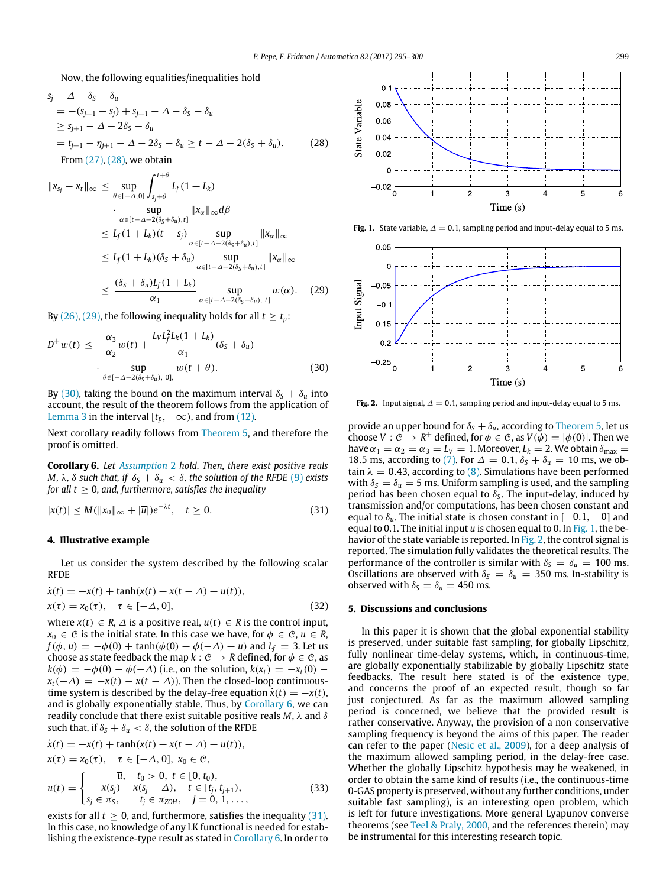Now, the following equalities/inequalities hold

$$
\begin{aligned}
& s_j - \Delta - \delta_S - \delta_u \\
&= -(s_{j+1} - s_j) + s_{j+1} - \Delta - \delta_S - \delta_u \\
&\geq s_{j+1} - \Delta - 2\delta_S - \delta_u \\
&= t_{j+1} - \eta_{j+1} - \Delta - 2\delta_S - \delta_u \geq t - \Delta - 2(\delta_S + \delta_u). \qquad (28)
\end{aligned}
$$

From (27), (28), we obtain

$$
\begin{aligned}
\|x_{s_j} - x_t\|_\infty &\leq \sup_{\theta \in [-\Delta, 0]} \int_{s_j+\theta}^{t+\theta} L_f(1 + L_k) \\
&\quad \cdot \sup_{\alpha \in [t-\Delta-2(\delta_S+\delta_u), t]} \|x_\alpha\|_\infty d\beta \\
&\leq L_f(1 + L_k)(t - s_j) \sup_{\alpha \in [t-\Delta-2(\delta_S+\delta_u), t]} \|x_\alpha\|_\infty \\
&\leq L_f(1 + L_k)(\delta_S + \delta_u) \sup_{\alpha \in [t-\Delta-2(\delta_S+\delta_u), t]} \|x_\alpha\|_\infty \\
&\leq \frac{(\delta_S + \delta_u)L_f(1 + L_k)}{\alpha_1} \sup_{\alpha \in [t-\Delta-2(\delta_S-\delta_u),\ t]} w(\alpha). \qquad (29)
\end{aligned}
$$

By (26), (29), the following inequality holds for all $t \geq t_p$:

$$
\begin{aligned}
D^+ w(t) &\leq -\frac{\alpha_3}{\alpha_2} w(t) + \frac{L_V L_f^2 L_k (1 + L_k)}{\alpha_1} (\delta_S + \delta_u) \\
&\quad \cdot \sup_{\theta \in [-\Delta-2(\delta_S+\delta_u),\ 0]} w(t + \theta). \qquad (30)
\end{aligned}
$$

By (30), taking the bound on the maximum interval $\delta_S + \delta_u$ into account, the result of the theorem follows from the application of Lemma 3 in the interval $[t_p, +\infty)$, and from (12).

Next corollary readily follows from Theorem 5, and therefore the proof is omitted.

**Corollary 6.** *Let Assumption 2 hold. Then, there exist positive reals $M$, $\lambda$, $\delta$ such that, if $\delta_S + \delta_u < \delta$, the solution of the RFDE (9) exists for all $t \geq 0$, and, furthermore, satisfies the inequality*

$$
|x(t)| \leq M(\|x_0\|_\infty + |\overline{u}|)e^{-\lambda t}, \quad t \geq 0. \qquad (31)
$$

## 4. Illustrative example

Let us consider the system described by the following scalar RFDE

$$
\begin{aligned}
&\dot{x}(t) = -x(t) + \tanh(x(t) + x(t - \Delta) + u(t)), \\
&x(\tau) = x_0(\tau), \quad \tau \in [-\Delta, 0], \qquad (32)
\end{aligned}
$$

where $x(t) \in R$, $\Delta$ is a positive real, $u(t) \in R$ is the control input, $x_0 \in \mathcal{C}$ is the initial state. In this case we have, for $\phi \in \mathcal{C}$, $u \in R$, $f(\phi, u) = -\phi(0) + \tanh(\phi(0) + \phi(-\Delta) + u)$ and $L_f = 3$. Let us choose as state feedback the map $k : \mathcal{C} \to R$ defined, for $\phi \in \mathcal{C}$, as $k(\phi) = -\phi(0) - \phi(-\Delta)$ (i.e., on the solution, $k(x_t) = -x_t(0) - x_t(-\Delta) = -x(t) - x(t - \Delta)$). Then the closed-loop continuous-time system is described by the delay-free equation $\dot{x}(t) = -x(t)$, and is globally exponentially stable. Thus, by Corollary 6, we can readily conclude that there exist suitable positive reals $M$, $\lambda$ and $\delta$ such that, if $\delta_S + \delta_u < \delta$, the solution of the RFDE

$$
\begin{aligned}
&\dot{x}(t) = -x(t) + \tanh(x(t) + x(t - \Delta) + u(t)), \\
&x(\tau) = x_0(\tau), \quad \tau \in [-\Delta, 0],\ x_0 \in \mathcal{C}, \\
&u(t) = \begin{cases} \overline{u}, & t_0 > 0,\ t \in [0, t_0), \\ -x(s_j) - x(s_j - \Delta), & t \in [t_j, t_{j+1}), \\ s_j \in \pi_S, & t_j \in \pi_{ZOH}, \quad j = 0, 1, \ldots, \end{cases} \qquad (33)
\end{aligned}
$$

exists for all $t \geq 0$, and, furthermore, satisfies the inequality (31). In this case, no knowledge of any LK functional is needed for establishing the existence-type result as stated in Corollary 6. In order to provide an upper bound for $\delta_S + \delta_u$, according to Theorem 5, let us choose $V : \mathcal{C} \to R^+$ defined, for $\phi \in \mathcal{C}$, as $V(\phi) = |\phi(0)|$. Then we have $\alpha_1 = \alpha_2 = \alpha_3 = L_V = 1$. Moreover, $L_k = 2$. We obtain $\delta_{max} = 18.5$ ms, according to (7). For $\Delta = 0.1$, $\delta_S + \delta_u = 10$ ms, we obtain $\lambda = 0.43$, according to (8). Simulations have been performed with $\delta_S = \delta_u = 5$ ms. Uniform sampling is used, and the sampling period has been chosen equal to $\delta_S$. The input-delay, induced by transmission and/or computations, has been chosen constant and equal to $\delta_u$. The initial state is chosen constant in $[-0.1, \quad 0]$ and equal to 0.1. The initial input $\overline{u}$ is chosen equal to 0. In Fig. 1, the behavior of the state variable is reported. In Fig. 2, the control signal is reported. The simulation fully validates the theoretical results. The performance of the controller is similar with $\delta_S = \delta_u = 100$ ms. Oscillations are observed with $\delta_S = \delta_u = 350$ ms. In-stability is observed with $\delta_S = \delta_u = 450$ ms.

**Fig. 1.** State variable, $\Delta = 0.1$, sampling period and input-delay equal to 5 ms.

**Fig. 2.** Input signal, $\Delta = 0.1$, sampling period and input-delay equal to 5 ms.

## 5. Discussions and conclusions

In this paper it is shown that the global exponential stability is preserved, under suitable fast sampling, for globally Lipschitz, fully nonlinear time-delay systems, which, in continuous-time, are globally exponentially stabilizable by globally Lipschitz state feedbacks. The result here stated is of the existence type, and concerns the proof of an expected result, though so far just conjectured. As far as the maximum allowed sampling period is concerned, we believe that the provided result is rather conservative. Anyway, the provision of a non conservative sampling frequency is beyond the aims of this paper. The reader can refer to the paper (Nesic et al., 2009), for a deep analysis of the maximum allowed sampling period, in the delay-free case. Whether the globally Lipschitz hypothesis may be weakened, in order to obtain the same kind of results (i.e., the continuous-time 0-GAS property is preserved, without any further conditions, under suitable fast sampling), is an interesting open problem, which is left for future investigations. More general Lyapunov converse theorems (see Teel & Praly, 2000, and the references therein) may be instrumental for this interesting research topic.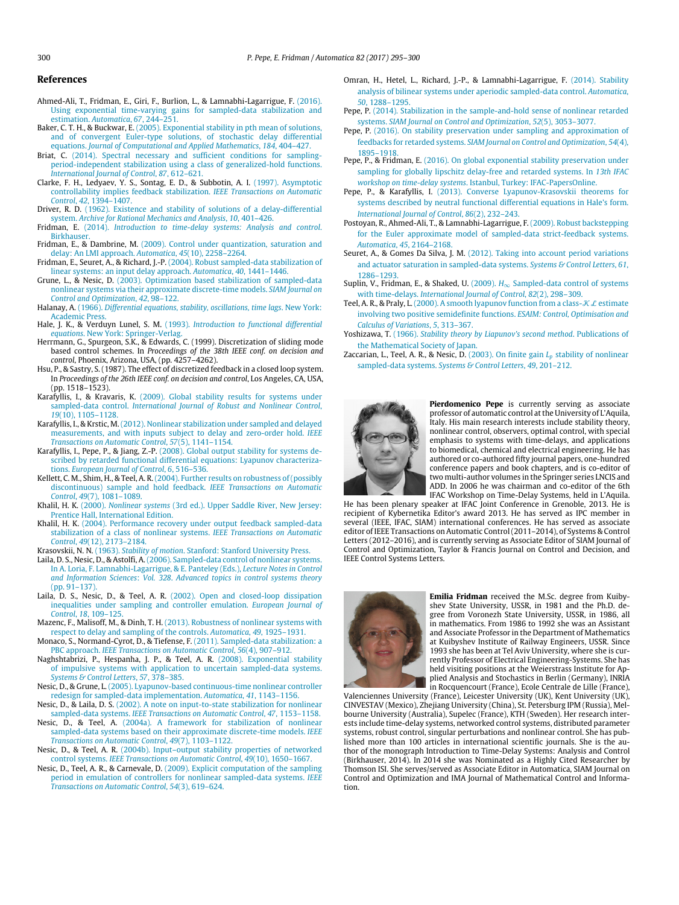## References

Ahmed-Ali, T., Fridman, E., Giri, F., Burlion, L., & Lamnabhi-Lagarrigue, F. (2016). Using exponential time-varying gains for sampled-data stabilization and estimation. *Automatica*, *67*, 244–251.

Baker, C. T. H., & Buckwar, E. (2005). Exponential stability in pth mean of solutions, and of convergent Euler-type solutions, of stochastic delay differential equations. *Journal of Computational and Applied Mathematics*, *184*, 404–427.

Briat, C. (2014). Spectral necessary and sufficient conditions for sampling-period-independent stabilization using a class of generalized-hold functions. *International Journal of Control*, *87*, 612–621.

Clarke, F. H., Ledyaev, Y. S., Sontag, E. D., & Subbotin, A. I. (1997). Asymptotic controllability implies feedback stabilization. *IEEE Transactions on Automatic Control*, *42*, 1394–1407.

Driver, R. D. (1962). Existence and stability of solutions of a delay-differential system. *Archive for Rational Mechanics and Analysis*, *10*, 401–426.

Fridman, E. (2014). *Introduction to time-delay systems: Analysis and control*. Birkhauser.

Fridman, E., & Dambrine, M. (2009). Control under quantization, saturation and delay: An LMI approach. *Automatica*, *45*(10), 2258–2264.

Fridman, E., Seuret, A., & Richard, J.-P. (2004). Robust sampled-data stabilization of linear systems: an input delay approach. *Automatica*, *40*, 1441–1446.

Grune, L., & Nesic, D. (2003). Optimization based stabilization of sampled-data nonlinear systems via their approximate discrete-time models. *SIAM Journal on Control and Optimization*, *42*, 98–122.

Halanay, A. (1966). *Differential equations, stability, oscillations, time lags*. New York: Academic Press.

Hale, J. K., & Verduyn Lunel, S. M. (1993). *Introduction to functional differential equations*. New York: Springer-Verlag.

Herrmann, G., Spurgeon, S.K., & Edwards, C. (1999). Discretization of sliding mode based control schemes. In *Proceedings of the 38th IEEE conf. on decision and control*, Phoenix, Arizona, USA, (pp. 4257–4262).

Hsu, P., & Sastry, S. (1987). The effect of discretized feedback in a closed loop system. In *Proceedings of the 26th IEEE conf. on decision and control*, Los Angeles, CA, USA, (pp. 1518–1523).

Karafyllis, I., & Kravaris, K. (2009). Global stability results for systems under sampled-data control. *International Journal of Robust and Nonlinear Control*, *19*(10), 1105–1128.

Karafyllis, I., & Krstic, M. (2012). Nonlinear stabilization under sampled and delayed measurements, and with inputs subject to delay and zero-order hold. *IEEE Transactions on Automatic Control*, *57*(5), 1141–1154.

Karafyllis, I., Pepe, P., & Jiang, Z.-P. (2008). Global output stability for systems described by retarded functional differential equations: Lyapunov characterizations. *European Journal of Control*, *6*, 516–536.

Kellett, C. M., Shim, H., & Teel, A. R. (2004). Further results on robustness of (possibly discontinuous) sample and hold feedback. *IEEE Transactions on Automatic Control*, *49*(7), 1081–1089.

Khalil, H. K. (2000). *Nonlinear systems* (3rd ed.). Upper Saddle River, New Jersey: Prentice Hall, International Edition.

Khalil, H. K. (2004). Performance recovery under output feedback sampled-data stabilization of a class of nonlinear systems. *IEEE Transactions on Automatic Control*, *49*(12), 2173–2184.

Krasovskii, N. N. (1963). *Stability of motion*. Stanford: Stanford University Press.

Laila, D. S., Nesic, D., & Astolfi, A. (2006). Sampled-data control of nonlinear systems. In A. Loria, F. Lamnabhi-Lagarrigue, & E. Panteley (Eds.), *Lecture Notes in Control and Information Sciences*: *Vol. 328*. *Advanced topics in control systems theory* (pp. 91–137).

Laila, D. S., Nesic, D., & Teel, A. R. (2002). Open and closed-loop dissipation inequalities under sampling and controller emulation. *European Journal of Control*, *18*, 109–125.

Mazenc, F., Malisoff, M., & Dinh, T. H. (2013). Robustness of nonlinear systems with respect to delay and sampling of the controls. *Automatica*, *49*, 1925–1931.

Monaco, S., Normand-Cyrot, D., & Tiefense, F. (2011). Sampled-data stabilization: a PBC approach. *IEEE Transactions on Automatic Control*, *56*(4), 907–912.

Naghshtabrizi, P., Hespanha, J. P., & Teel, A. R. (2008). Exponential stability of impulsive systems with application to uncertain sampled-data systems. *Systems & Control Letters*, *57*, 378–385.

Nesic, D., & Grune, L. (2005). Lyapunov-based continuous-time nonlinear controller redesign for sampled-data implementation. *Automatica*, *41*, 1143–1156.

Nesic, D., & Laila, D. S. (2002). A note on input-to-state stabilization for nonlinear sampled-data systems. *IEEE Transactions on Automatic Control*, *47*, 1153–1158.

Nesic, D., & Teel, A. (2004a). A framework for stabilization of nonlinear sampled-data systems based on their approximate discrete-time models. *IEEE Transactions on Automatic Control*, *49*(7), 1103–1122.

Nesic, D., & Teel, A. R. (2004b). Input–output stability properties of networked control systems. *IEEE Transactions on Automatic Control*, *49*(10), 1650–1667.

Nesic, D., Teel, A. R., & Carnevale, D. (2009). Explicit computation of the sampling period in emulation of controllers for nonlinear sampled-data systems. *IEEE Transactions on Automatic Control*, *54*(3), 619–624.

Omran, H., Hetel, L., Richard, J.-P., & Lamnabhi-Lagarrigue, F. (2014). Stability analysis of bilinear systems under aperiodic sampled-data control. *Automatica*, *50*, 1288–1295.

Pepe, P. (2014). Stabilization in the sample-and-hold sense of nonlinear retarded systems. *SIAM Journal on Control and Optimization*, *52*(5), 3053–3077.

Pepe, P. (2016). On stability preservation under sampling and approximation of feedbacks for retarded systems. *SIAM Journal on Control and Optimization*, *54*(4), 1895–1918.

Pepe, P., & Fridman, E. (2016). On global exponential stability preservation under sampling for globally lipschitz delay-free and retarded systems. In *13th IFAC workshop on time-delay systems*. Istanbul, Turkey: IFAC-PapersOnline.

Pepe, P., & Karafyllis, I. (2013). Converse Lyapunov-Krasovskii theorems for systems described by neutral functional differential equations in Hale's form. *International Journal of Control*, *86*(2), 232–243.

Postoyan, R., Ahmed-Ali, T., & Lamnabhi-Lagarrigue, F. (2009). Robust backstepping for the Euler approximate model of sampled-data strict-feedback systems. *Automatica*, *45*, 2164–2168.

Seuret, A., & Gomes Da Silva, J. M. (2012). Taking into account period variations and actuator saturation in sampled-data systems. *Systems & Control Letters*, *61*, 1286–1293.

Suplin, V., Fridman, E., & Shaked, U. (2009). $H_\infty$ Sampled-data control of systems with time-delays. *International Journal of Control*, *82*(2), 298–309.

Teel, A. R., & Praly, L. (2000). A smooth lyapunov function from a class-$\mathcal{KL}$ estimate involving two positive semidefinite functions. *ESAIM: Control, Optimisation and Calculus of Variations*, *5*, 313–367.

Yoshizawa, T. (1966). *Stability theory by Liapunov's second method*. Publications of the Mathematical Society of Japan.

Zaccarian, L., Teel, A. R., & Nesic, D. (2003). On finite gain $L_p$ stability of nonlinear sampled-data systems. *Systems & Control Letters*, *49*, 201–212.

**Pierdomenico Pepe** is currently serving as associate professor of automatic control at the University of L'Aquila, Italy. His main research interests include stability theory, nonlinear control, observers, optimal control, with special emphasis to systems with time-delays, and applications to biomedical, chemical and electrical engineering. He has authored or co-authored fifty journal papers, one-hundred conference papers and book chapters, and is co-editor of two multi-author volumes in the Springer series LNCIS and ADD. In 2006 he was chairman and co-editor of the 6th IFAC Workshop on Time-Delay Systems, held in L'Aquila. He has been plenary speaker at IFAC Joint Conference in Grenoble, 2013. He is recipient of Kybernetika Editor's award 2013. He has served as IPC member in several (IEEE, IFAC, SIAM) international conferences. He has served as associate editor of IEEE Transactions on Automatic Control (2011–2014), of Systems & Control Letters (2012–2016), and is currently serving as Associate Editor of SIAM Journal of Control and Optimization, Taylor & Francis Journal on Control and Decision, and IEEE Control Systems Letters.

**Emilia Fridman** received the M.Sc. degree from Kuibyshev State University, USSR, in 1981 and the Ph.D. degree from Voronezh State University, USSR, in 1986, all in mathematics. From 1986 to 1992 she was an Assistant and Associate Professor in the Department of Mathematics at Kuibyshev Institute of Railway Engineers, USSR. Since 1993 she has been at Tel Aviv University, where she is currently Professor of Electrical Engineering-Systems. She has held visiting positions at the Weierstrass Institute for Applied Analysis and Stochastics in Berlin (Germany), INRIA in Rocquencourt (France), Ecole Centrale de Lille (France), Valenciennes University (France), Leicester University (UK), Kent University (UK), CINVESTAV (Mexico), Zhejiang University (China), St. Petersburg IPM (Russia), Melbourne University (Australia), Supelec (France), KTH (Sweden). Her research interests include time-delay systems, networked control systems, distributed parameter systems, robust control, singular perturbations and nonlinear control. She has published more than 100 articles in international scientific journals. She is the author of the monograph Introduction to Time-Delay Systems: Analysis and Control (Birkhauser, 2014). In 2014 she was Nominated as a Highly Cited Researcher by Thomson ISI. She serves/served as Associate Editor in Automatica, SIAM Journal on Control and Optimization and IMA Journal of Mathematical Control and Information.